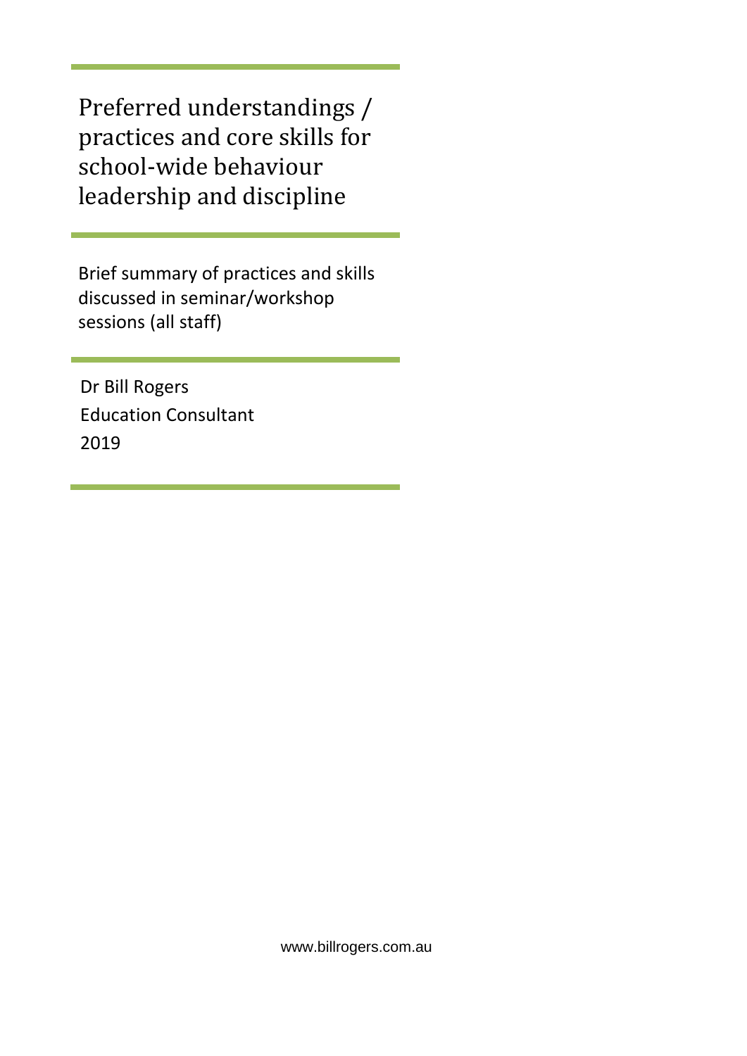# Preferred understandings / practices and core skills for school-wide behaviour leadership and discipline

Brief summary of practices and skills discussed in seminar/workshop sessions (all staff)

Dr Bill Rogers
Education Consultant
2019

www.billrogers.com.au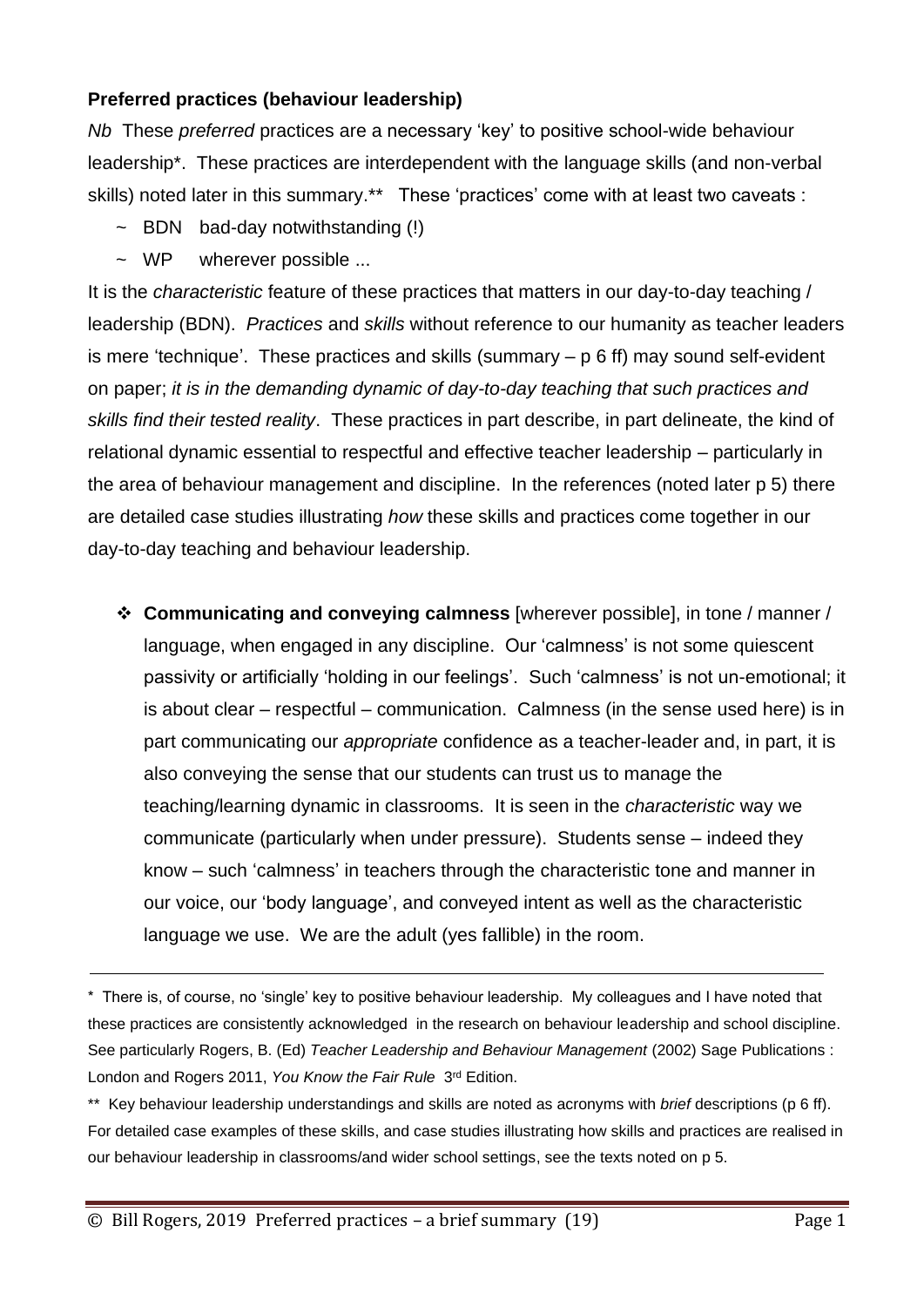**Preferred practices (behaviour leadership)**

*Nb* These *preferred* practices are a necessary 'key' to positive school-wide behaviour leadership*. These practices are interdependent with the language skills (and non-verbal skills) noted later in this summary.** These 'practices' come with at least two caveats :

- ~ BDN bad-day notwithstanding (!)
- ~ WP wherever possible ...

It is the *characteristic* feature of these practices that matters in our day-to-day teaching / leadership (BDN). *Practices* and *skills* without reference to our humanity as teacher leaders is mere 'technique'. These practices and skills (summary – p 6 ff) may sound self-evident on paper; *it is in the demanding dynamic of day-to-day teaching that such practices and skills find their tested reality*. These practices in part describe, in part delineate, the kind of relational dynamic essential to respectful and effective teacher leadership – particularly in the area of behaviour management and discipline. In the references (noted later p 5) there are detailed case studies illustrating *how* these skills and practices come together in our day-to-day teaching and behaviour leadership.

- **Communicating and conveying calmness** [wherever possible], in tone / manner / language, when engaged in any discipline. Our 'calmness' is not some quiescent passivity or artificially 'holding in our feelings'. Such 'calmness' is not un-emotional; it is about clear – respectful – communication. Calmness (in the sense used here) is in part communicating our *appropriate* confidence as a teacher-leader and, in part, it is also conveying the sense that our students can trust us to manage the teaching/learning dynamic in classrooms. It is seen in the *characteristic* way we communicate (particularly when under pressure). Students sense – indeed they know – such 'calmness' in teachers through the characteristic tone and manner in our voice, our 'body language', and conveyed intent as well as the characteristic language we use. We are the adult (yes fallible) in the room.

---

\* There is, of course, no 'single' key to positive behaviour leadership. My colleagues and I have noted that these practices are consistently acknowledged in the research on behaviour leadership and school discipline. See particularly Rogers, B. (Ed) *Teacher Leadership and Behaviour Management* (2002) Sage Publications : London and Rogers 2011, *You Know the Fair Rule* 3rd Edition.

\** Key behaviour leadership understandings and skills are noted as acronyms with *brief* descriptions (p 6 ff). For detailed case examples of these skills, and case studies illustrating how skills and practices are realised in our behaviour leadership in classrooms/and wider school settings, see the texts noted on p 5.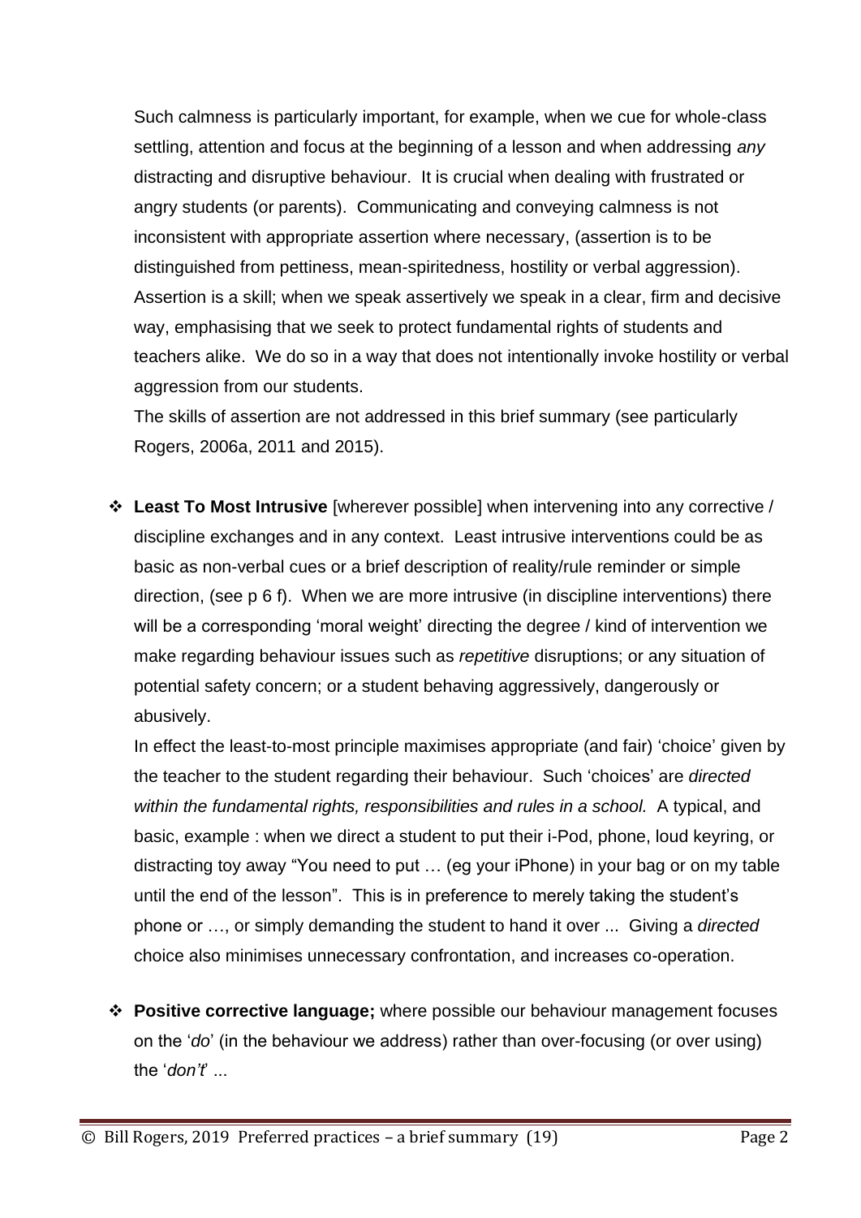Such calmness is particularly important, for example, when we cue for whole-class settling, attention and focus at the beginning of a lesson and when addressing *any* distracting and disruptive behaviour. It is crucial when dealing with frustrated or angry students (or parents). Communicating and conveying calmness is not inconsistent with appropriate assertion where necessary, (assertion is to be distinguished from pettiness, mean-spiritedness, hostility or verbal aggression). Assertion is a skill; when we speak assertively we speak in a clear, firm and decisive way, emphasising that we seek to protect fundamental rights of students and teachers alike. We do so in a way that does not intentionally invoke hostility or verbal aggression from our students.

The skills of assertion are not addressed in this brief summary (see particularly Rogers, 2006a, 2011 and 2015).

- **Least To Most Intrusive** [wherever possible] when intervening into any corrective / discipline exchanges and in any context. Least intrusive interventions could be as basic as non-verbal cues or a brief description of reality/rule reminder or simple direction, (see p 6 f). When we are more intrusive (in discipline interventions) there will be a corresponding 'moral weight' directing the degree / kind of intervention we make regarding behaviour issues such as *repetitive* disruptions; or any situation of potential safety concern; or a student behaving aggressively, dangerously or abusively.

  In effect the least-to-most principle maximises appropriate (and fair) 'choice' given by the teacher to the student regarding their behaviour. Such 'choices' are *directed within the fundamental rights, responsibilities and rules in a school.* A typical, and basic, example : when we direct a student to put their i-Pod, phone, loud keyring, or distracting toy away "You need to put … (eg your iPhone) in your bag or on my table until the end of the lesson". This is in preference to merely taking the student's phone or …, or simply demanding the student to hand it over ... Giving a *directed* choice also minimises unnecessary confrontation, and increases co-operation.

- **Positive corrective language;** where possible our behaviour management focuses on the '*do*' (in the behaviour we address) rather than over-focusing (or over using) the '*don't*' ...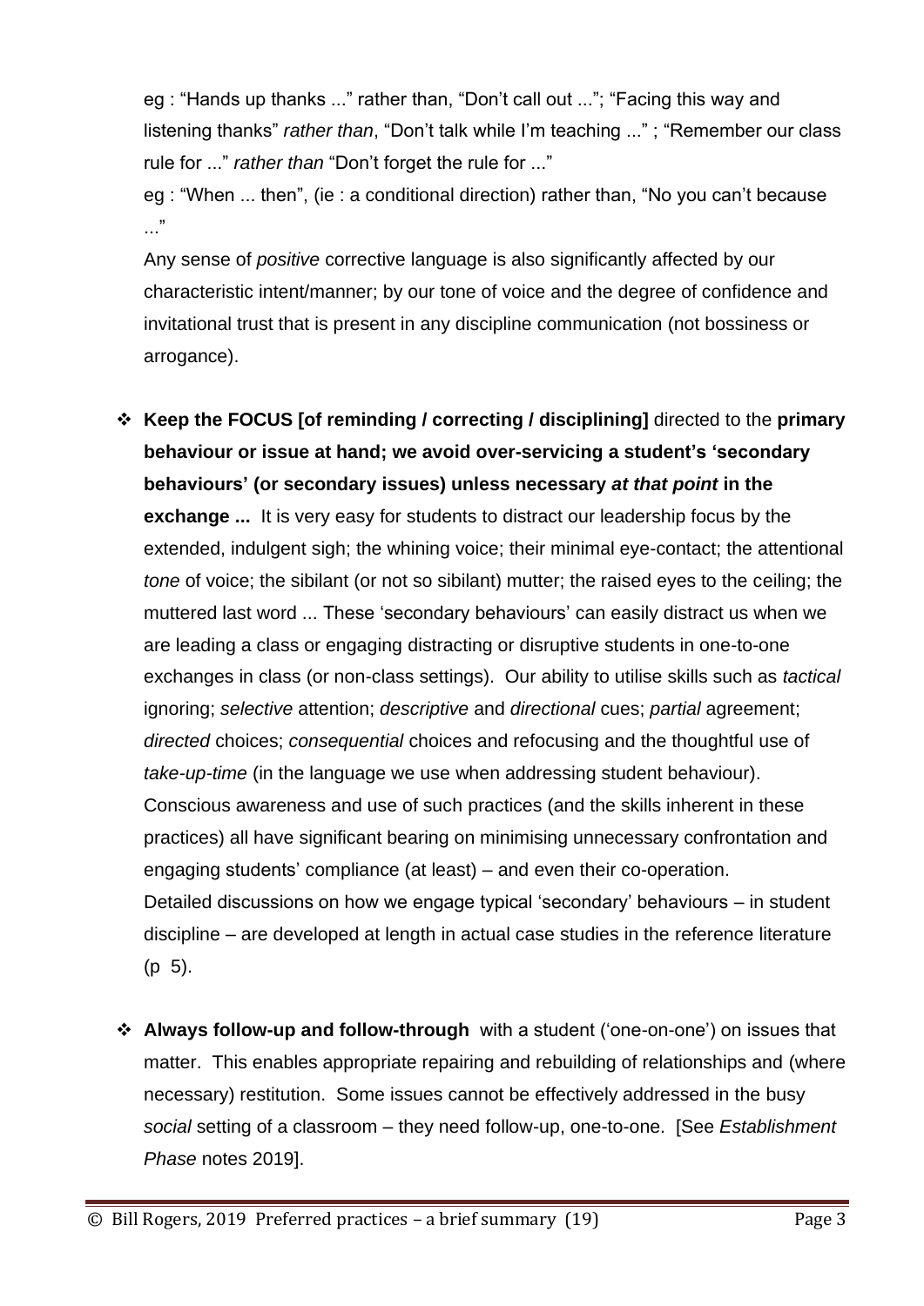eg : "Hands up thanks ..." rather than, "Don't call out ..."; "Facing this way and listening thanks" *rather than*, "Don't talk while I'm teaching ..." ; "Remember our class rule for ..." *rather than* "Don't forget the rule for ..."

eg : "When ... then", (ie : a conditional direction) rather than, "No you can't because ..."

Any sense of *positive* corrective language is also significantly affected by our characteristic intent/manner; by our tone of voice and the degree of confidence and invitational trust that is present in any discipline communication (not bossiness or arrogance).

- **Keep the FOCUS [of reminding / correcting / disciplining]** directed to the **primary behaviour or issue at hand; we avoid over-servicing a student's 'secondary behaviours' (or secondary issues) unless necessary *at that point* in the exchange ...** It is very easy for students to distract our leadership focus by the extended, indulgent sigh; the whining voice; their minimal eye-contact; the attentional *tone* of voice; the sibilant (or not so sibilant) mutter; the raised eyes to the ceiling; the muttered last word ... These 'secondary behaviours' can easily distract us when we are leading a class or engaging distracting or disruptive students in one-to-one exchanges in class (or non-class settings). Our ability to utilise skills such as *tactical* ignoring; *selective* attention; *descriptive* and *directional* cues; *partial* agreement; *directed* choices; *consequential* choices and refocusing and the thoughtful use of *take-up-time* (in the language we use when addressing student behaviour). Conscious awareness and use of such practices (and the skills inherent in these practices) all have significant bearing on minimising unnecessary confrontation and engaging students' compliance (at least) – and even their co-operation.
  Detailed discussions on how we engage typical 'secondary' behaviours – in student discipline – are developed at length in actual case studies in the reference literature (p 5).

- **Always follow-up and follow-through** with a student ('one-on-one') on issues that matter. This enables appropriate repairing and rebuilding of relationships and (where necessary) restitution. Some issues cannot be effectively addressed in the busy *social* setting of a classroom – they need follow-up, one-to-one. [See *Establishment Phase* notes 2019].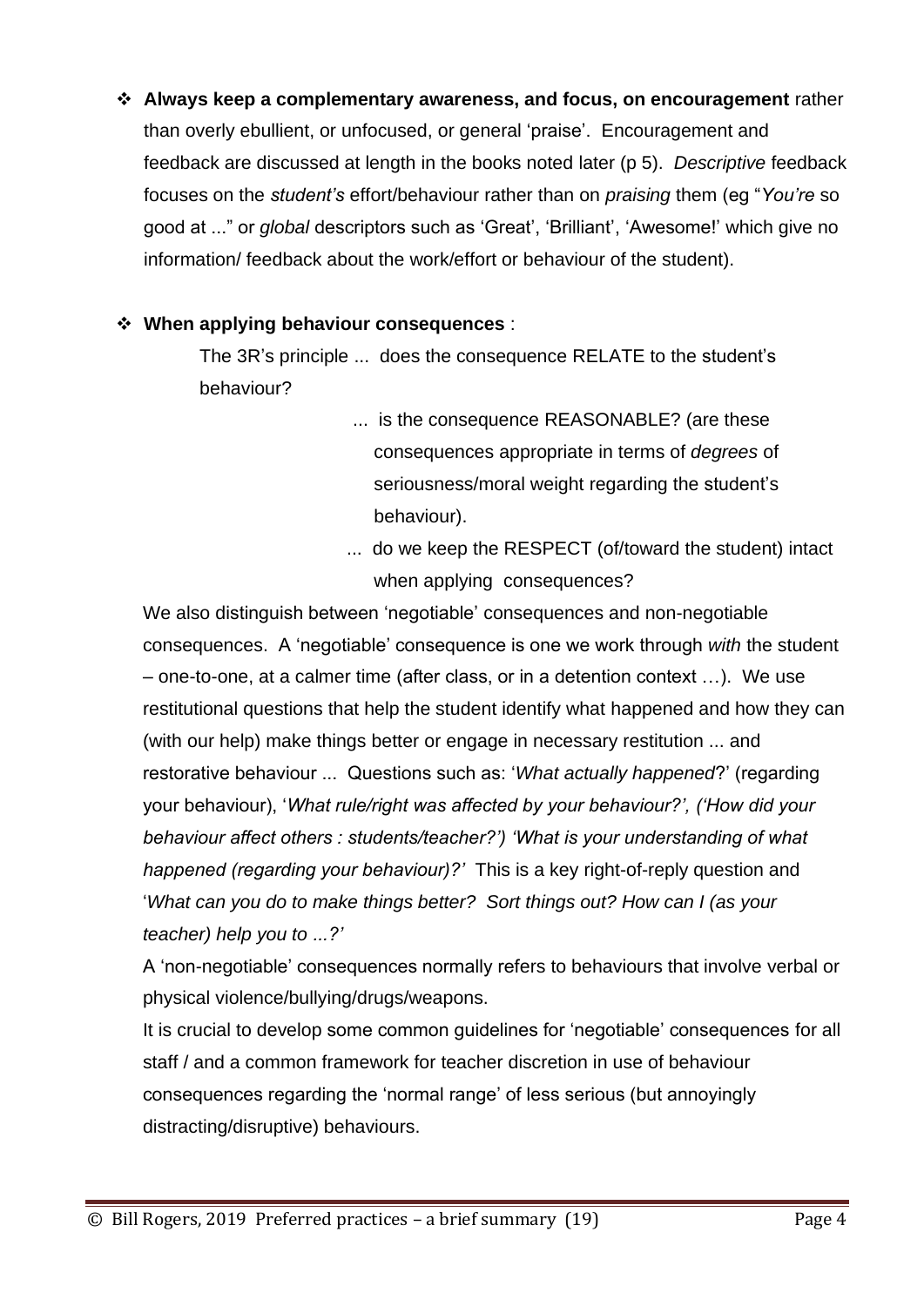- **Always keep a complementary awareness, and focus, on encouragement** rather than overly ebullient, or unfocused, or general 'praise'. Encouragement and feedback are discussed at length in the books noted later (p 5). *Descriptive* feedback focuses on the *student's* effort/behaviour rather than on *praising* them (eg "*You're* so good at ..." or *global* descriptors such as 'Great', 'Brilliant', 'Awesome!' which give no information/ feedback about the work/effort or behaviour of the student).

- **When applying behaviour consequences** :

  The 3R's principle ... does the consequence RELATE to the student's behaviour?

  ... is the consequence REASONABLE? (are these consequences appropriate in terms of *degrees* of seriousness/moral weight regarding the student's behaviour).

  ... do we keep the RESPECT (of/toward the student) intact when applying consequences?

  We also distinguish between 'negotiable' consequences and non-negotiable consequences. A 'negotiable' consequence is one we work through *with* the student – one-to-one, at a calmer time (after class, or in a detention context …). We use restitutional questions that help the student identify what happened and how they can (with our help) make things better or engage in necessary restitution ... and restorative behaviour ... Questions such as: '*What actually happened*?' (regarding your behaviour), '*What rule/right was affected by your behaviour?', ('How did your behaviour affect others : students/teacher?') 'What is your understanding of what happened (regarding your behaviour)?'* This is a key right-of-reply question and '*What can you do to make things better? Sort things out? How can I (as your teacher) help you to ...?'*

  A 'non-negotiable' consequences normally refers to behaviours that involve verbal or physical violence/bullying/drugs/weapons.

  It is crucial to develop some common guidelines for 'negotiable' consequences for all staff / and a common framework for teacher discretion in use of behaviour consequences regarding the 'normal range' of less serious (but annoyingly distracting/disruptive) behaviours.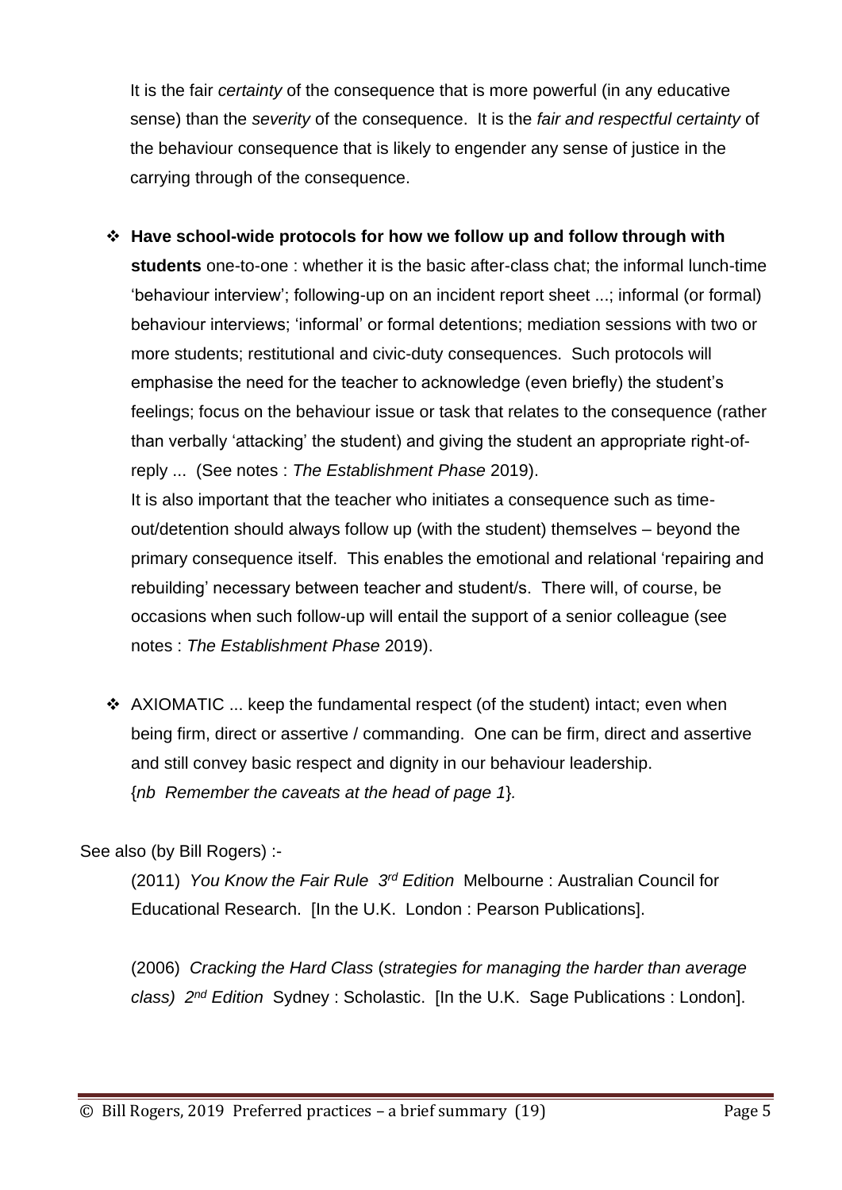It is the fair *certainty* of the consequence that is more powerful (in any educative sense) than the *severity* of the consequence. It is the *fair and respectful certainty* of the behaviour consequence that is likely to engender any sense of justice in the carrying through of the consequence.

- **Have school-wide protocols for how we follow up and follow through with students** one-to-one : whether it is the basic after-class chat; the informal lunch-time 'behaviour interview'; following-up on an incident report sheet ...; informal (or formal) behaviour interviews; 'informal' or formal detentions; mediation sessions with two or more students; restitutional and civic-duty consequences. Such protocols will emphasise the need for the teacher to acknowledge (even briefly) the student's feelings; focus on the behaviour issue or task that relates to the consequence (rather than verbally 'attacking' the student) and giving the student an appropriate right-of-reply ... (See notes : *The Establishment Phase* 2019).

  It is also important that the teacher who initiates a consequence such as time-out/detention should always follow up (with the student) themselves – beyond the primary consequence itself. This enables the emotional and relational 'repairing and rebuilding' necessary between teacher and student/s. There will, of course, be occasions when such follow-up will entail the support of a senior colleague (see notes : *The Establishment Phase* 2019).

- AXIOMATIC ... keep the fundamental respect (of the student) intact; even when being firm, direct or assertive / commanding. One can be firm, direct and assertive and still convey basic respect and dignity in our behaviour leadership. {*nb Remember the caveats at the head of page 1*}.

See also (by Bill Rogers) :-

(2011) *You Know the Fair Rule 3rd Edition* Melbourne : Australian Council for Educational Research. [In the U.K. London : Pearson Publications].

(2006) *Cracking the Hard Class* (*strategies for managing the harder than average class) 2nd Edition* Sydney : Scholastic. [In the U.K. Sage Publications : London].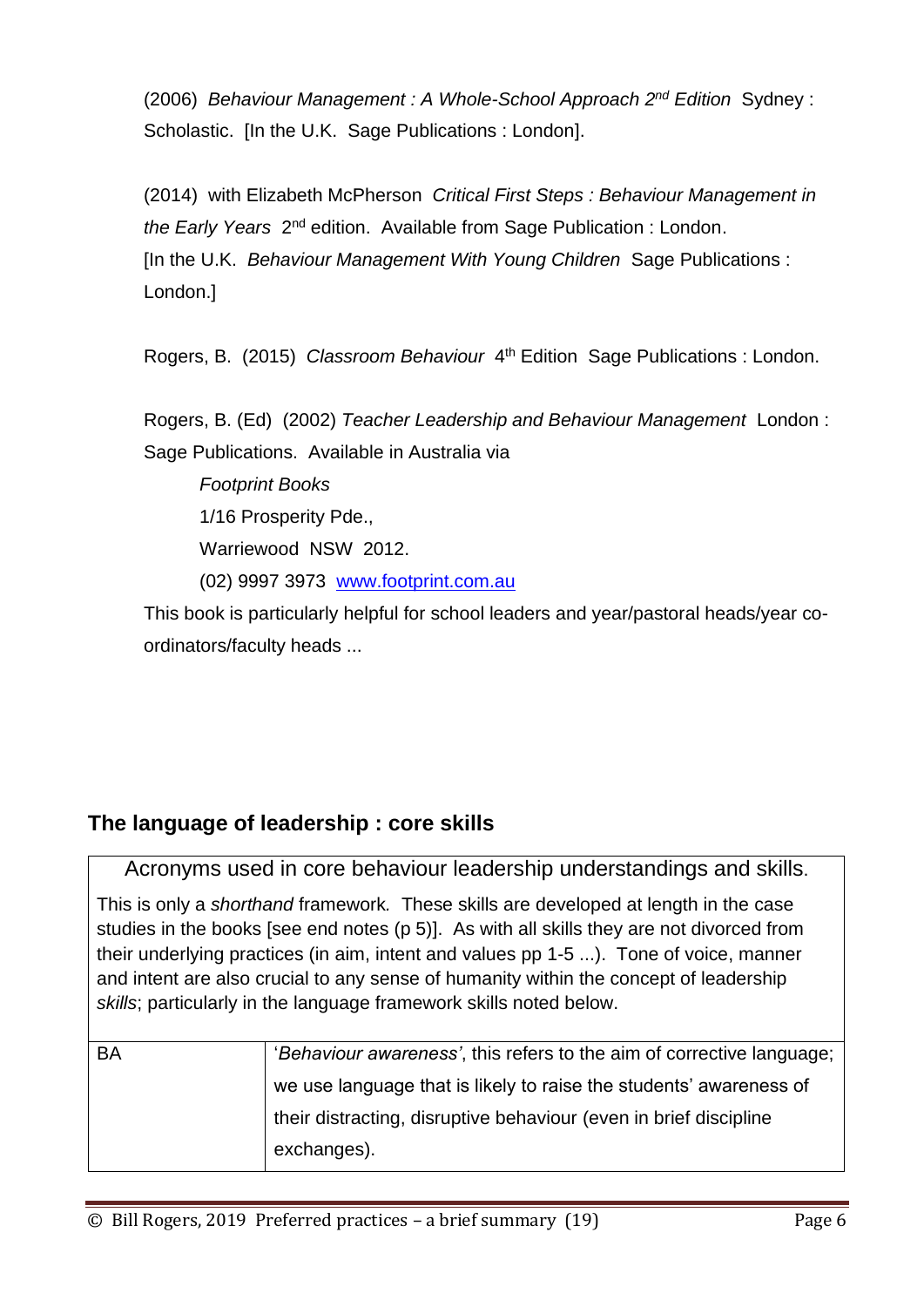(2006) *Behaviour Management : A Whole-School Approach 2nd Edition* Sydney : Scholastic. [In the U.K. Sage Publications : London].

(2014) with Elizabeth McPherson *Critical First Steps : Behaviour Management in the Early Years* 2nd edition. Available from Sage Publication : London. [In the U.K. *Behaviour Management With Young Children* Sage Publications : London.]

Rogers, B. (2015) *Classroom Behaviour* 4th Edition Sage Publications : London.

Rogers, B. (Ed) (2002) *Teacher Leadership and Behaviour Management* London : Sage Publications. Available in Australia via

> *Footprint Books*
> 1/16 Prosperity Pde.,
> Warriewood NSW 2012.
> (02) 9997 3973 [www.footprint.com.au](http://www.footprint.com.au)

This book is particularly helpful for school leaders and year/pastoral heads/year co-ordinators/faculty heads ...

## The language of leadership : core skills

| Acronyms used in core behaviour leadership understandings and skills. | |
|---|---|
| This is only a *shorthand* framework. These skills are developed at length in the case studies in the books [see end notes (p 5)]. As with all skills they are not divorced from their underlying practices (in aim, intent and values pp 1-5 ...). Tone of voice, manner and intent are also crucial to any sense of humanity within the concept of leadership *skills*; particularly in the language framework skills noted below. | |
| BA | '*Behaviour awareness'*, this refers to the aim of corrective language; we use language that is likely to raise the students' awareness of their distracting, disruptive behaviour (even in brief discipline exchanges). |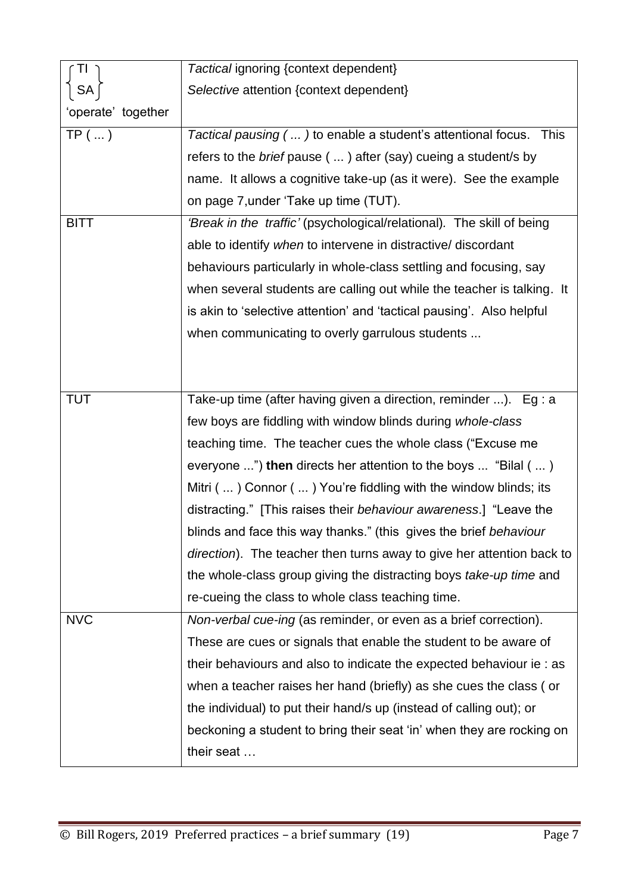| | |
|---|---|
| { TI, SA } 'operate' together | *Tactical* ignoring {context dependent}<br>*Selective* attention {context dependent} |
| TP ( ... ) | *Tactical pausing ( ... )* to enable a student's attentional focus. This refers to the *brief* pause ( ... ) after (say) cueing a student/s by name. It allows a cognitive take-up (as it were). See the example on page 7,under 'Take up time (TUT). |
| BITT | *'Break in the traffic'* (psychological/relational). The skill of being able to identify *when* to intervene in distractive/ discordant behaviours particularly in whole-class settling and focusing, say when several students are calling out while the teacher is talking. It is akin to 'selective attention' and 'tactical pausing'. Also helpful when communicating to overly garrulous students ... |
| TUT | Take-up time (after having given a direction, reminder ...). Eg : a few boys are fiddling with window blinds during *whole-class* teaching time. The teacher cues the whole class ("Excuse me everyone ...") **then** directs her attention to the boys ... "Bilal ( ... ) Mitri ( ... ) Connor ( ... ) You're fiddling with the window blinds; its distracting." [This raises their *behaviour awareness*.] "Leave the blinds and face this way thanks." (this gives the brief *behaviour direction*). The teacher then turns away to give her attention back to the whole-class group giving the distracting boys *take-up time* and re-cueing the class to whole class teaching time. |
| NVC | *Non-verbal cue-ing* (as reminder, or even as a brief correction). These are cues or signals that enable the student to be aware of their behaviours and also to indicate the expected behaviour ie : as when a teacher raises her hand (briefly) as she cues the class ( or the individual) to put their hand/s up (instead of calling out); or beckoning a student to bring their seat 'in' when they are rocking on their seat … |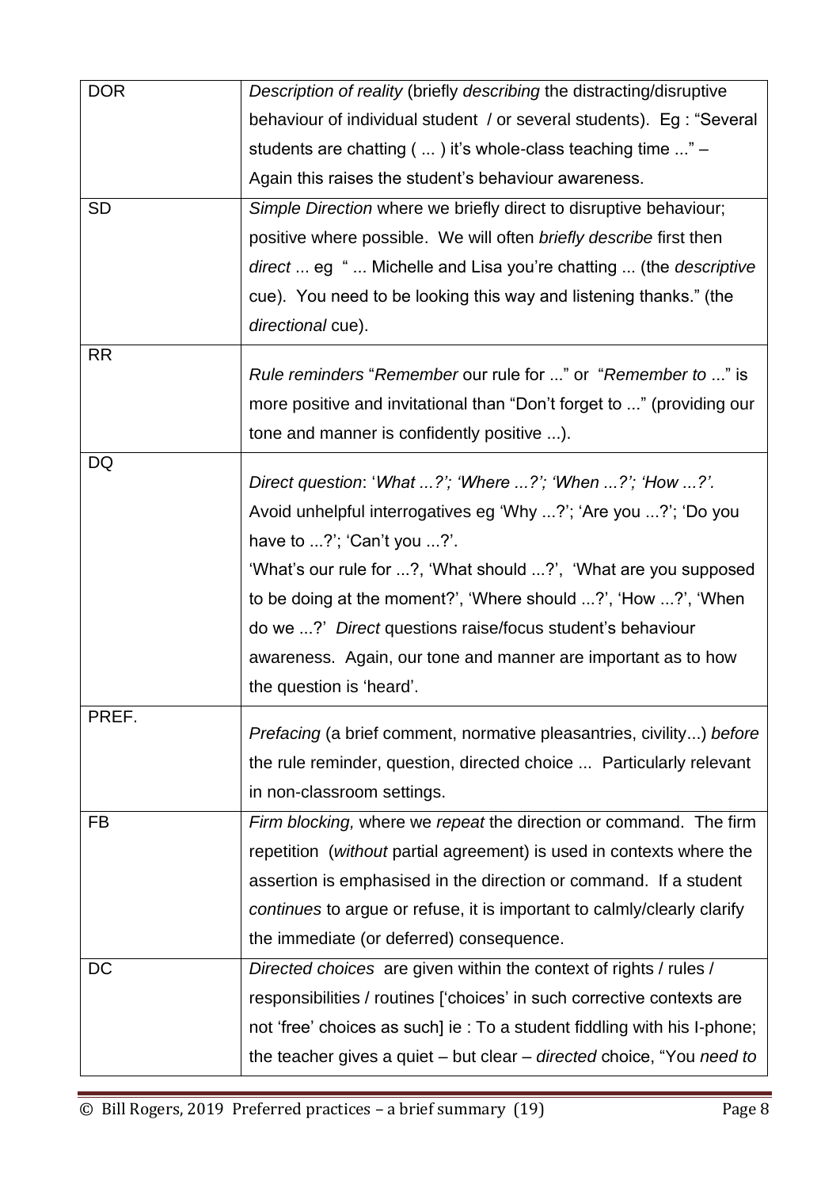| | |
|---|---|
| DOR | *Description of reality* (briefly *describing* the distracting/disruptive behaviour of individual student / or several students). Eg : "Several students are chatting ( ... ) it's whole-class teaching time ..." – Again this raises the student's behaviour awareness. |
| SD | *Simple Direction* where we briefly direct to disruptive behaviour; positive where possible. We will often *briefly describe* first then *direct* ... eg " ... Michelle and Lisa you're chatting ... (the *descriptive* cue). You need to be looking this way and listening thanks." (the *directional* cue). |
| RR | *Rule reminders* "*Remember* our rule for ..." or "*Remember to* ..." is more positive and invitational than "Don't forget to ..." (providing our tone and manner is confidently positive ...). |
| DQ | *Direct question*: '*What ...?'; 'Where ...?'; 'When ...?'; 'How ...?'.* Avoid unhelpful interrogatives eg 'Why ...?'; 'Are you ...?'; 'Do you have to ...?'; 'Can't you ...?'. 'What's our rule for ...?, 'What should ...?', 'What are you supposed to be doing at the moment?', 'Where should ...?', 'How ...?', 'When do we ...?' *Direct* questions raise/focus student's behaviour awareness. Again, our tone and manner are important as to how the question is 'heard'. |
| PREF. | *Prefacing* (a brief comment, normative pleasantries, civility...) *before* the rule reminder, question, directed choice ... Particularly relevant in non-classroom settings. |
| FB | *Firm blocking,* where we *repeat* the direction or command. The firm repetition (*without* partial agreement) is used in contexts where the assertion is emphasised in the direction or command. If a student *continues* to argue or refuse, it is important to calmly/clearly clarify the immediate (or deferred) consequence. |
| DC | *Directed choices* are given within the context of rights / rules / responsibilities / routines ['choices' in such corrective contexts are not 'free' choices as such] ie : To a student fiddling with his I-phone; the teacher gives a quiet – but clear – *directed* choice, "You *need to* |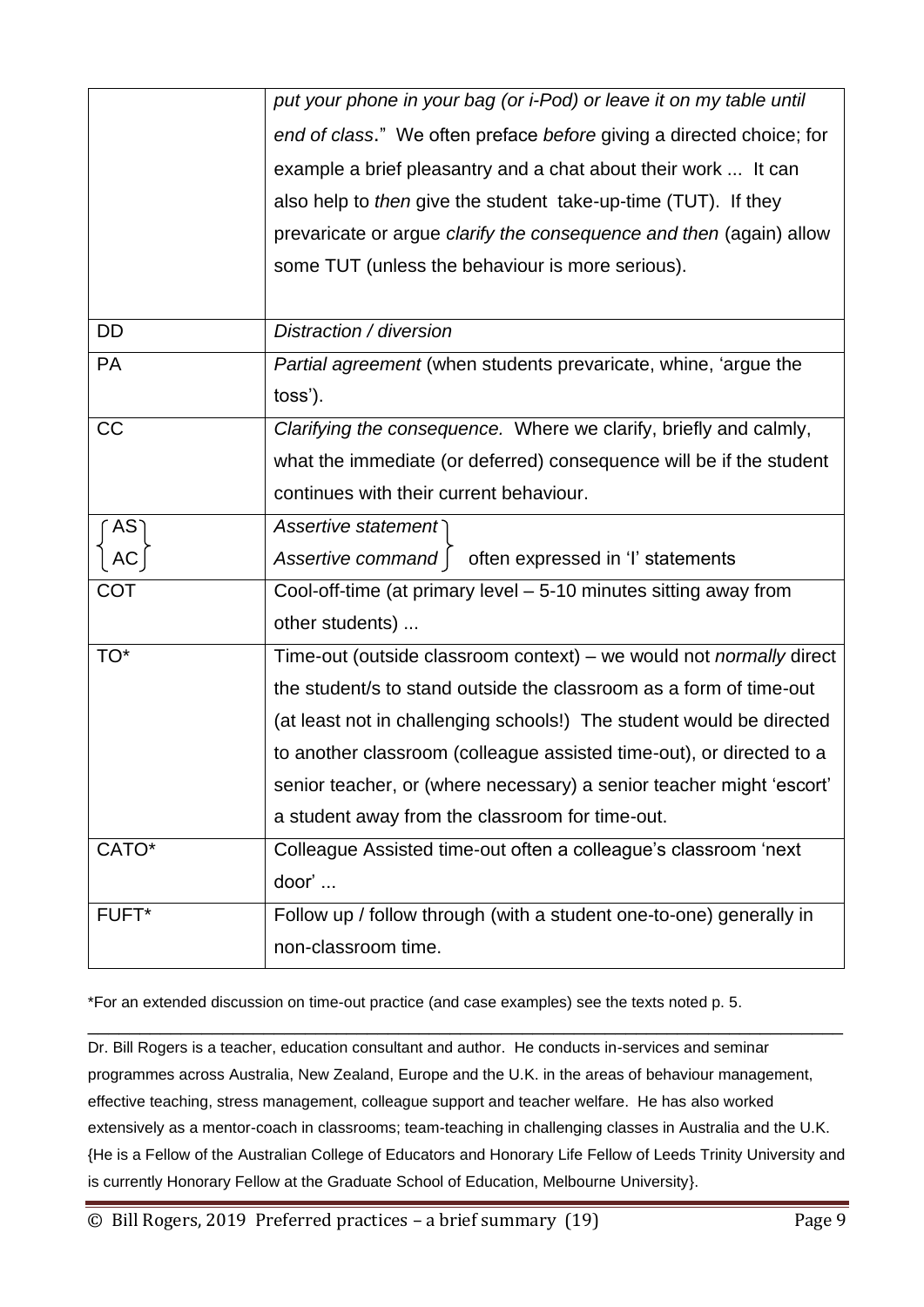|  |  |
|---|---|
|  | *put your phone in your bag (or i-Pod) or leave it on my table until end of class*." We often preface *before* giving a directed choice; for example a brief pleasantry and a chat about their work ... It can also help to *then* give the student take-up-time (TUT). If they prevaricate or argue *clarify the consequence and then* (again) allow some TUT (unless the behaviour is more serious). |
| DD | *Distraction / diversion* |
| PA | *Partial agreement* (when students prevaricate, whine, 'argue the toss'). |
| CC | *Clarifying the consequence.* Where we clarify, briefly and calmly, what the immediate (or deferred) consequence will be if the student continues with their current behaviour. |
| AS / AC | *Assertive statement* / *Assertive command* } often expressed in 'I' statements |
| COT | Cool-off-time (at primary level – 5-10 minutes sitting away from other students) ... |
| TO* | Time-out (outside classroom context) – we would not *normally* direct the student/s to stand outside the classroom as a form of time-out (at least not in challenging schools!) The student would be directed to another classroom (colleague assisted time-out), or directed to a senior teacher, or (where necessary) a senior teacher might 'escort' a student away from the classroom for time-out. |
| CATO* | Colleague Assisted time-out often a colleague's classroom 'next door' ... |
| FUFT* | Follow up / follow through (with a student one-to-one) generally in non-classroom time. |

*For an extended discussion on time-out practice (and case examples) see the texts noted p. 5.

---

Dr. Bill Rogers is a teacher, education consultant and author. He conducts in-services and seminar programmes across Australia, New Zealand, Europe and the U.K. in the areas of behaviour management, effective teaching, stress management, colleague support and teacher welfare. He has also worked extensively as a mentor-coach in classrooms; team-teaching in challenging classes in Australia and the U.K. {He is a Fellow of the Australian College of Educators and Honorary Life Fellow of Leeds Trinity University and is currently Honorary Fellow at the Graduate School of Education, Melbourne University}.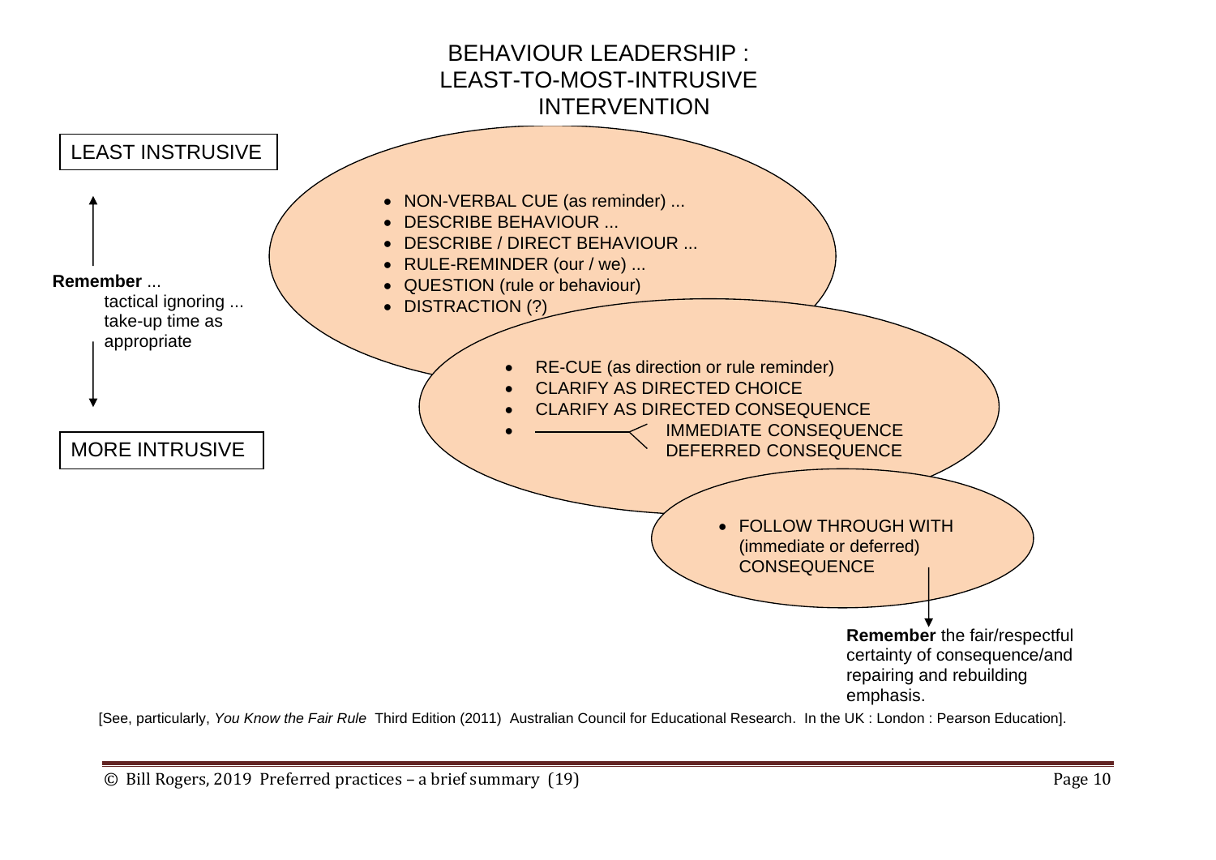# BEHAVIOUR LEADERSHIP : LEAST-TO-MOST-INTRUSIVE INTERVENTION

LEAST INSTRUSIVE

**Remember** ...
tactical ignoring ...
take-up time as appropriate

MORE INTRUSIVE

- NON-VERBAL CUE (as reminder) ...
- DESCRIBE BEHAVIOUR ...
- DESCRIBE / DIRECT BEHAVIOUR ...
- RULE-REMINDER (our / we) ...
- QUESTION (rule or behaviour)
- DISTRACTION (?)

- RE-CUE (as direction or rule reminder)
- CLARIFY AS DIRECTED CHOICE
- CLARIFY AS DIRECTED CONSEQUENCE
- IMMEDIATE CONSEQUENCE / DEFERRED CONSEQUENCE

- FOLLOW THROUGH WITH (immediate or deferred) CONSEQUENCE

**Remember** the fair/respectful certainty of consequence/and repairing and rebuilding emphasis.

[See, particularly, *You Know the Fair Rule* Third Edition (2011) Australian Council for Educational Research. In the UK : London : Pearson Education].